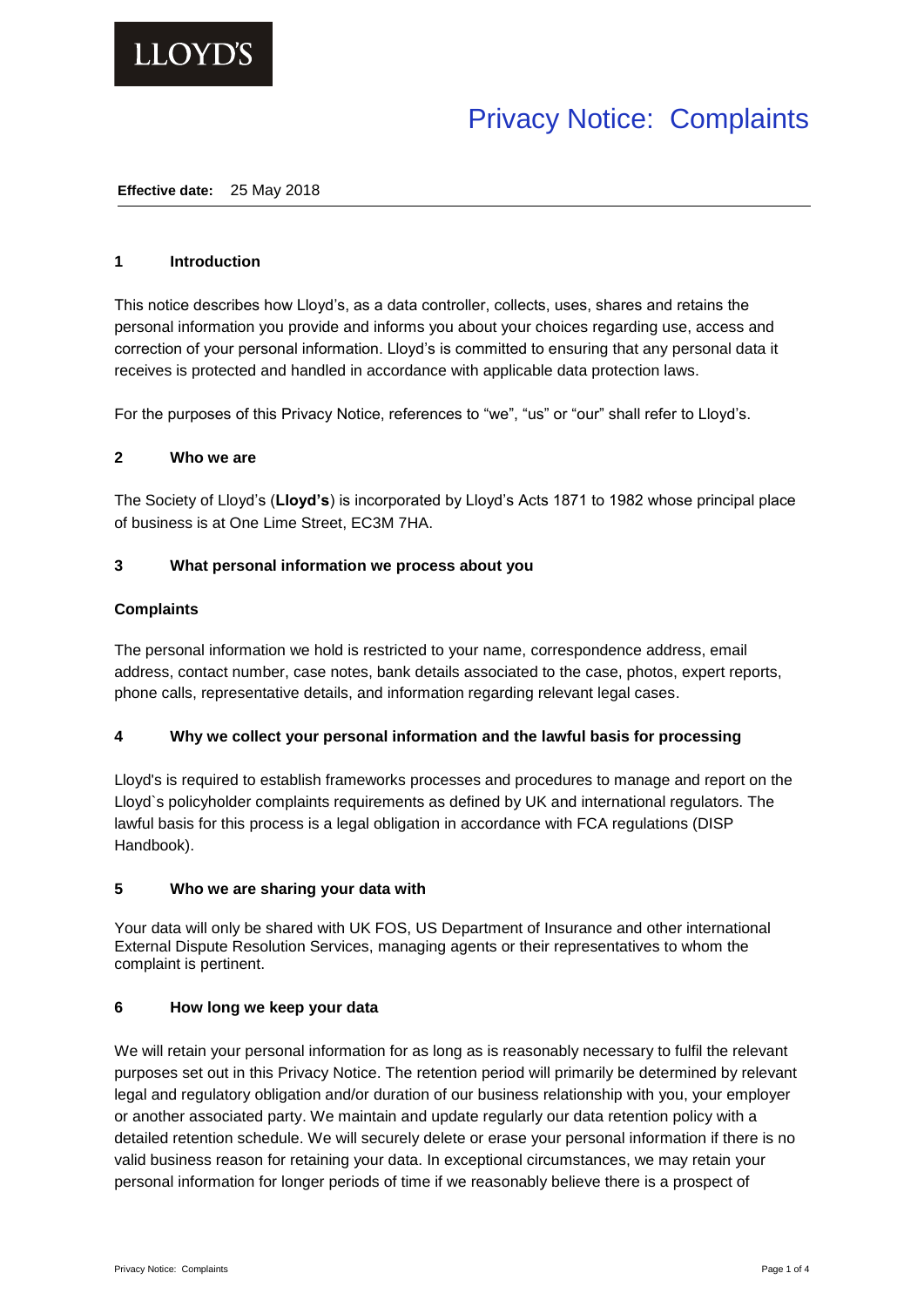LLOYD'S

# Privacy Notice: Complaints

**Effective date:** 25 May 2018

## 1 Introduction

This notice describes how Lloyd's, as a data controller, collects, uses, shares and retains the personal information you provide and informs you about your choices regarding use, access and correction of your personal information. Lloyd's is committed to ensuring that any personal data it receives is protected and handled in accordance with applicable data protection laws.

For the purposes of this Privacy Notice, references to "we", "us" or "our" shall refer to Lloyd's.

## 2 Who we are

The Society of Lloyd's (**Lloyd's**) is incorporated by Lloyd's Acts 1871 to 1982 whose principal place of business is at One Lime Street, EC3M 7HA.

## 3 What personal information we process about you

**Complaints**

The personal information we hold is restricted to your name, correspondence address, email address, contact number, case notes, bank details associated to the case, photos, expert reports, phone calls, representative details, and information regarding relevant legal cases.

## 4 Why we collect your personal information and the lawful basis for processing

Lloyd's is required to establish frameworks processes and procedures to manage and report on the Lloyd`s policyholder complaints requirements as defined by UK and international regulators. The lawful basis for this process is a legal obligation in accordance with FCA regulations (DISP Handbook).

## 5 Who we are sharing your data with

Your data will only be shared with UK FOS, US Department of Insurance and other international External Dispute Resolution Services, managing agents or their representatives to whom the complaint is pertinent.

## 6 How long we keep your data

We will retain your personal information for as long as is reasonably necessary to fulfil the relevant purposes set out in this Privacy Notice. The retention period will primarily be determined by relevant legal and regulatory obligation and/or duration of our business relationship with you, your employer or another associated party. We maintain and update regularly our data retention policy with a detailed retention schedule. We will securely delete or erase your personal information if there is no valid business reason for retaining your data. In exceptional circumstances, we may retain your personal information for longer periods of time if we reasonably believe there is a prospect of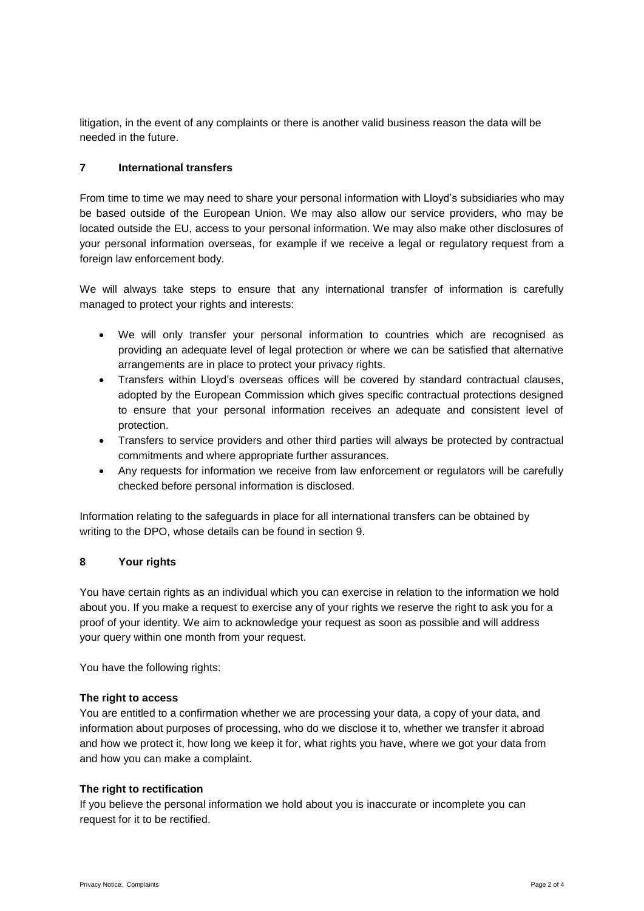litigation, in the event of any complaints or there is another valid business reason the data will be needed in the future.

## 7 International transfers

From time to time we may need to share your personal information with Lloyd's subsidiaries who may be based outside of the European Union. We may also allow our service providers, who may be located outside the EU, access to your personal information. We may also make other disclosures of your personal information overseas, for example if we receive a legal or regulatory request from a foreign law enforcement body.

We will always take steps to ensure that any international transfer of information is carefully managed to protect your rights and interests:

- We will only transfer your personal information to countries which are recognised as providing an adequate level of legal protection or where we can be satisfied that alternative arrangements are in place to protect your privacy rights.
- Transfers within Lloyd's overseas offices will be covered by standard contractual clauses, adopted by the European Commission which gives specific contractual protections designed to ensure that your personal information receives an adequate and consistent level of protection.
- Transfers to service providers and other third parties will always be protected by contractual commitments and where appropriate further assurances.
- Any requests for information we receive from law enforcement or regulators will be carefully checked before personal information is disclosed.

Information relating to the safeguards in place for all international transfers can be obtained by writing to the DPO, whose details can be found in section 9.

## 8 Your rights

You have certain rights as an individual which you can exercise in relation to the information we hold about you. If you make a request to exercise any of your rights we reserve the right to ask you for a proof of your identity. We aim to acknowledge your request as soon as possible and will address your query within one month from your request.

You have the following rights:

**The right to access**
You are entitled to a confirmation whether we are processing your data, a copy of your data, and information about purposes of processing, who do we disclose it to, whether we transfer it abroad and how we protect it, how long we keep it for, what rights you have, where we got your data from and how you can make a complaint.

**The right to rectification**
If you believe the personal information we hold about you is inaccurate or incomplete you can request for it to be rectified.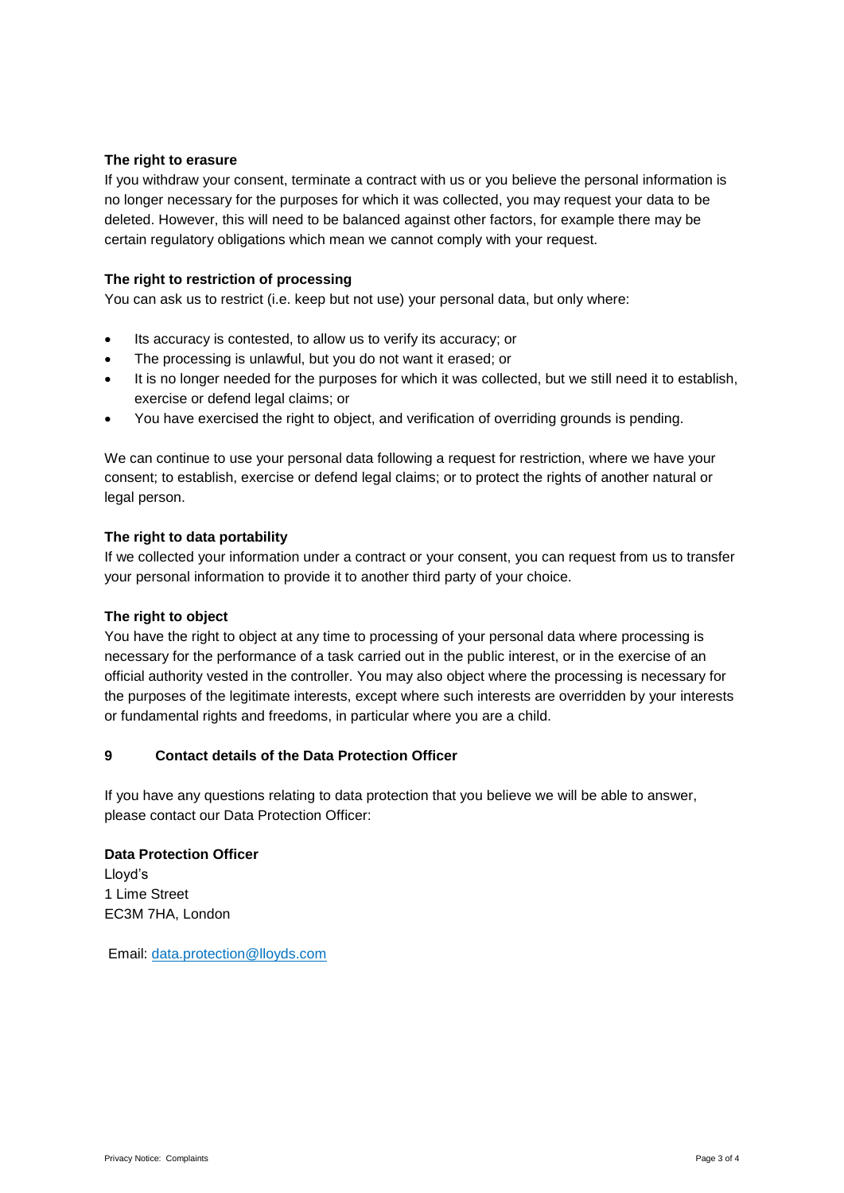**The right to erasure**

If you withdraw your consent, terminate a contract with us or you believe the personal information is no longer necessary for the purposes for which it was collected, you may request your data to be deleted. However, this will need to be balanced against other factors, for example there may be certain regulatory obligations which mean we cannot comply with your request.

**The right to restriction of processing**

You can ask us to restrict (i.e. keep but not use) your personal data, but only where:

- Its accuracy is contested, to allow us to verify its accuracy; or
- The processing is unlawful, but you do not want it erased; or
- It is no longer needed for the purposes for which it was collected, but we still need it to establish, exercise or defend legal claims; or
- You have exercised the right to object, and verification of overriding grounds is pending.

We can continue to use your personal data following a request for restriction, where we have your consent; to establish, exercise or defend legal claims; or to protect the rights of another natural or legal person.

**The right to data portability**

If we collected your information under a contract or your consent, you can request from us to transfer your personal information to provide it to another third party of your choice.

**The right to object**

You have the right to object at any time to processing of your personal data where processing is necessary for the performance of a task carried out in the public interest, or in the exercise of an official authority vested in the controller. You may also object where the processing is necessary for the purposes of the legitimate interests, except where such interests are overridden by your interests or fundamental rights and freedoms, in particular where you are a child.

## 9 Contact details of the Data Protection Officer

If you have any questions relating to data protection that you believe we will be able to answer, please contact our Data Protection Officer:

**Data Protection Officer**
Lloyd's
1 Lime Street
EC3M 7HA, London

Email: data.protection@lloyds.com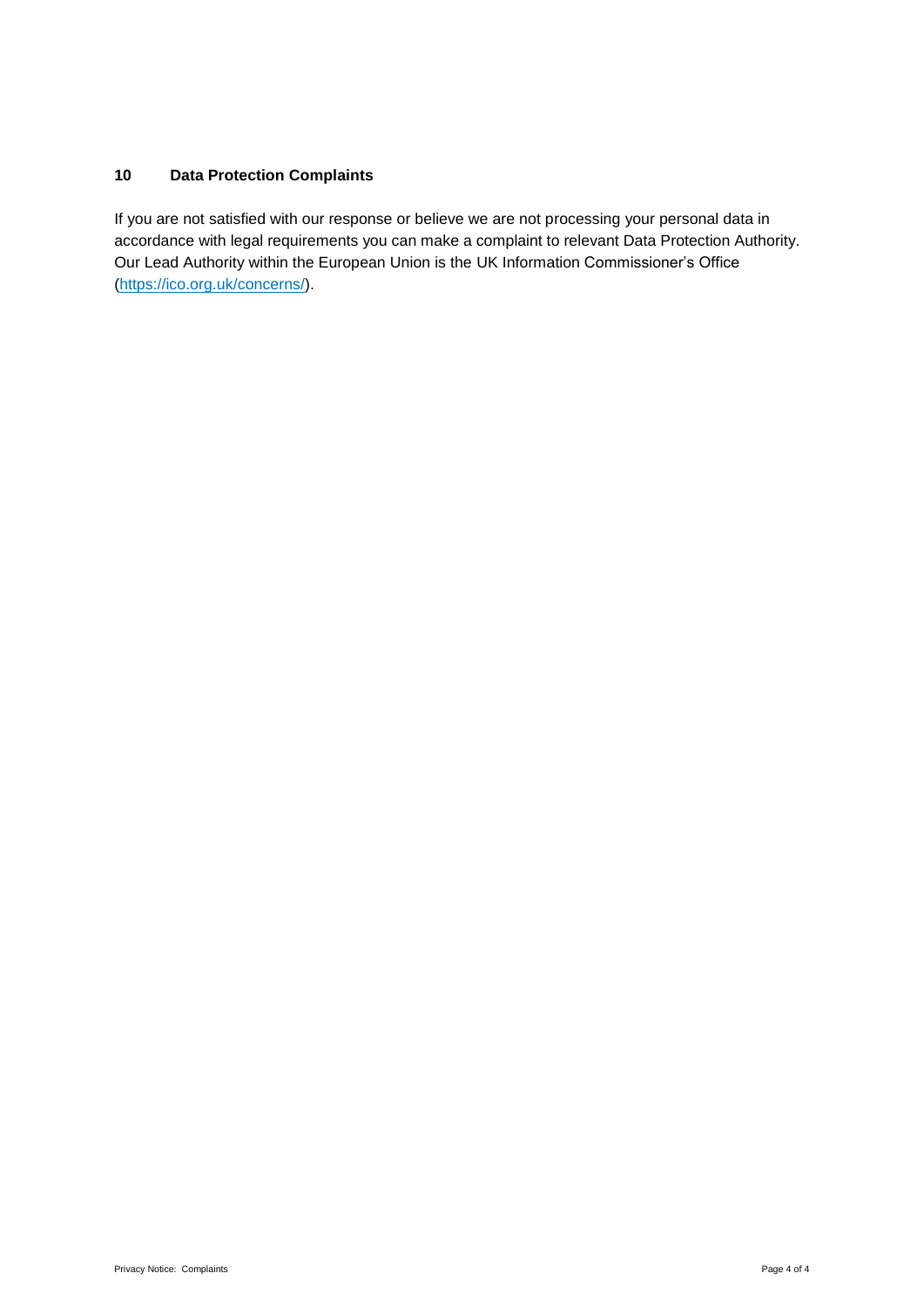## 10 Data Protection Complaints

If you are not satisfied with our response or believe we are not processing your personal data in accordance with legal requirements you can make a complaint to relevant Data Protection Authority. Our Lead Authority within the European Union is the UK Information Commissioner's Office (https://ico.org.uk/concerns/).